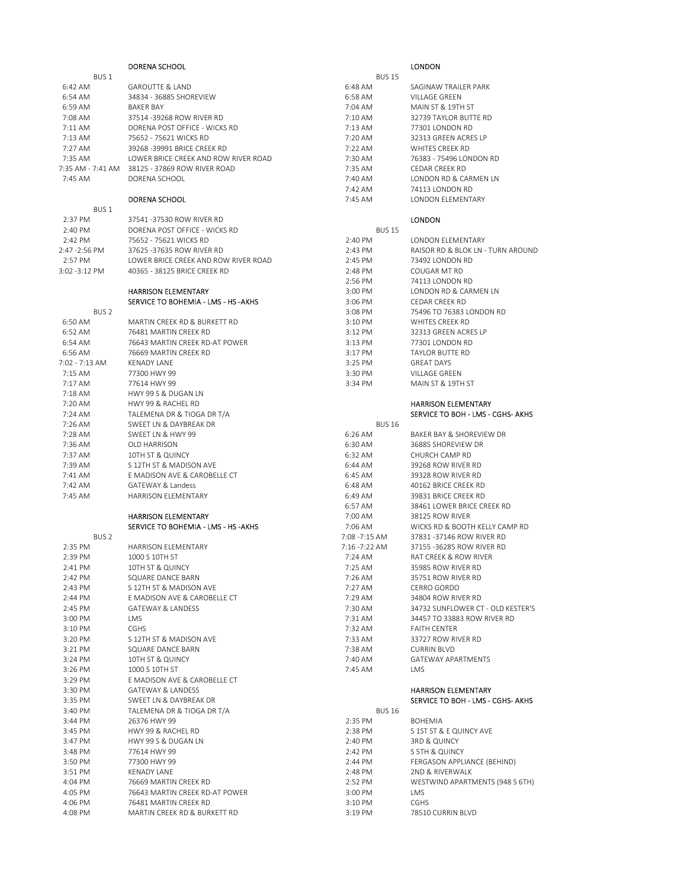## DORENA SCHOOL

**BUS 1**

| Time | Stop |
|---|---|
| 6:42 AM | GAROUTTE & LAND |
| 6:54 AM | 34834 - 36885 SHOREVIEW |
| 6:59 AM | BAKER BAY |
| 7:08 AM | 37514 -39268 ROW RIVER RD |
| 7:11 AM | DORENA POST OFFICE - WICKS RD |
| 7:13 AM | 75652 - 75621 WICKS RD |
| 7:27 AM | 39268 -39991 BRICE CREEK RD |
| 7:35 AM | LOWER BRICE CREEK AND ROW RIVER ROAD |
| 7:35 AM - 7:41 AM | 38125 - 37869 ROW RIVER ROAD |
| 7:45 AM | DORENA SCHOOL |

## DORENA SCHOOL

**BUS 1**

| Time | Stop |
|---|---|
| 2:37 PM | 37541 -37530 ROW RIVER RD |
| 2:40 PM | DORENA POST OFFICE - WICKS RD |
| 2:42 PM | 75652 - 75621 WICKS RD |
| 2:47 -2:56 PM | 37625 -37635 ROW RIVER RD |
| 2:57 PM | LOWER BRICE CREEK AND ROW RIVER ROAD |
| 3:02 -3:12 PM | 40365 - 38125 BRICE CREEK RD |

## HARRISON ELEMENTARY
### SERVICE TO BOHEMIA - LMS - HS -AKHS

**BUS 2**

| Time | Stop |
|---|---|
| 6:50 AM | MARTIN CREEK RD & BURKETT RD |
| 6:52 AM | 76481 MARTIN CREEK RD |
| 6:54 AM | 76643 MARTIN CREEK RD-AT POWER |
| 6:56 AM | 76669 MARTIN CREEK RD |
| 7:02 - 7:13 AM | KENADY LANE |
| 7:15 AM | 77300 HWY 99 |
| 7:17 AM | 77614 HWY 99 |
| 7:18 AM | HWY 99 S & DUGAN LN |
| 7:20 AM | HWY 99 & RACHEL RD |
| 7:24 AM | TALEMENA DR & TIOGA DR T/A |
| 7:26 AM | SWEET LN & DAYBREAK DR |
| 7:28 AM | SWEET LN & HWY 99 |
| 7:36 AM | OLD HARRISON |
| 7:37 AM | 10TH ST & QUINCY |
| 7:39 AM | S 12TH ST & MADISON AVE |
| 7:41 AM | E MADISON AVE & CAROBELLE CT |
| 7:42 AM | GATEWAY & Landess |
| 7:45 AM | HARRISON ELEMENTARY |

## HARRISON ELEMENTARY
### SERVICE TO BOHEMIA - LMS - HS -AKHS

**BUS 2**

| Time | Stop |
|---|---|
| 2:35 PM | HARRISON ELEMENTARY |
| 2:39 PM | 1000 S 10TH ST |
| 2:41 PM | 10TH ST & QUINCY |
| 2:42 PM | SQUARE DANCE BARN |
| 2:43 PM | S 12TH ST & MADISON AVE |
| 2:44 PM | E MADISON AVE & CAROBELLE CT |
| 2:45 PM | GATEWAY & LANDESS |
| 3:00 PM | LMS |
| 3:10 PM | CGHS |
| 3:20 PM | S 12TH ST & MADISON AVE |
| 3:21 PM | SQUARE DANCE BARN |
| 3:24 PM | 10TH ST & QUINCY |
| 3:26 PM | 1000 S 10TH ST |
| 3:29 PM | E MADISON AVE & CAROBELLE CT |
| 3:30 PM | GATEWAY & LANDESS |
| 3:35 PM | SWEET LN & DAYBREAK DR |
| 3:40 PM | TALEMENA DR & TIOGA DR T/A |
| 3:44 PM | 26376 HWY 99 |
| 3:45 PM | HWY 99 & RACHEL RD |
| 3:47 PM | HWY 99 S & DUGAN LN |
| 3:48 PM | 77614 HWY 99 |
| 3:50 PM | 77300 HWY 99 |
| 3:51 PM | KENADY LANE |
| 4:04 PM | 76669 MARTIN CREEK RD |
| 4:05 PM | 76643 MARTIN CREEK RD-AT POWER |
| 4:06 PM | 76481 MARTIN CREEK RD |
| 4:08 PM | MARTIN CREEK RD & BURKETT RD |

## LONDON

**BUS 15**

| Time | Stop |
|---|---|
| 6:48 AM | SAGINAW TRAILER PARK |
| 6:58 AM | VILLAGE GREEN |
| 7:04 AM | MAIN ST & 19TH ST |
| 7:10 AM | 32739 TAYLOR BUTTE RD |
| 7:13 AM | 77301 LONDON RD |
| 7:20 AM | 32313 GREEN ACRES LP |
| 7:22 AM | WHITES CREEK RD |
| 7:30 AM | 76383 - 75496 LONDON RD |
| 7:35 AM | CEDAR CREEK RD |
| 7:40 AM | LONDON RD & CARMEN LN |
| 7:42 AM | 74113 LONDON RD |
| 7:45 AM | LONDON ELEMENTARY |

## LONDON

**BUS 15**

| Time | Stop |
|---|---|
| 2:40 PM | LONDON ELEMENTARY |
| 2:43 PM | RAISOR RD & BLOK LN - TURN AROUND |
| 2:45 PM | 73492 LONDON RD |
| 2:48 PM | COUGAR MT RD |
| 2:56 PM | 74113 LONDON RD |
| 3:00 PM | LONDON RD & CARMEN LN |
| 3:06 PM | CEDAR CREEK RD |
| 3:08 PM | 75496 TO 76383 LONDON RD |
| 3:10 PM | WHITES CREEK RD |
| 3:12 PM | 32313 GREEN ACRES LP |
| 3:13 PM | 77301 LONDON RD |
| 3:17 PM | TAYLOR BUTTE RD |
| 3:25 PM | GREAT DAYS |
| 3:30 PM | VILLAGE GREEN |
| 3:34 PM | MAIN ST & 19TH ST |

## HARRISON ELEMENTARY
### SERVICE TO BOH - LMS - CGHS- AKHS

**BUS 16**

| Time | Stop |
|---|---|
| 6:26 AM | BAKER BAY & SHOREVIEW DR |
| 6:30 AM | 36885 SHOREVIEW DR |
| 6:32 AM | CHURCH CAMP RD |
| 6:44 AM | 39268 ROW RIVER RD |
| 6:45 AM | 39328 ROW RIVER RD |
| 6:48 AM | 40162 BRICE CREEK RD |
| 6:49 AM | 39831 BRICE CREEK RD |
| 6:57 AM | 38461 LOWER BRICE CREEK RD |
| 7:00 AM | 38125 ROW RIVER |
| 7:06 AM | WICKS RD & BOOTH KELLY CAMP RD |
| 7:08 -7:15 AM | 37831 -37146 ROW RIVER RD |
| 7:16 -7:22 AM | 37155 -36285 ROW RIVER RD |
| 7:24 AM | RAT CREEK & ROW RIVER |
| 7:25 AM | 35985 ROW RIVER RD |
| 7:26 AM | 35751 ROW RIVER RD |
| 7:27 AM | CERRO GORDO |
| 7:29 AM | 34804 ROW RIVER RD |
| 7:30 AM | 34732 SUNFLOWER CT - OLD KESTER'S |
| 7:31 AM | 34457 TO 33883 ROW RIVER RD |
| 7:32 AM | FAITH CENTER |
| 7:33 AM | 33727 ROW RIVER RD |
| 7:38 AM | CURRIN BLVD |
| 7:40 AM | GATEWAY APARTMENTS |
| 7:45 AM | LMS |

## HARRISON ELEMENTARY
### SERVICE TO BOH - LMS - CGHS- AKHS

**BUS 16**

| Time | Stop |
|---|---|
| 2:35 PM | BOHEMIA |
| 2:38 PM | S 1ST ST & E QUINCY AVE |
| 2:40 PM | 3RD & QUINCY |
| 2:42 PM | S 5TH & QUINCY |
| 2:44 PM | FERGASON APPLIANCE (BEHIND) |
| 2:48 PM | 2ND & RIVERWALK |
| 2:52 PM | WESTWIND APARTMENTS (948 S 6TH) |
| 3:00 PM | LMS |
| 3:10 PM | CGHS |
| 3:19 PM | 78510 CURRIN BLVD |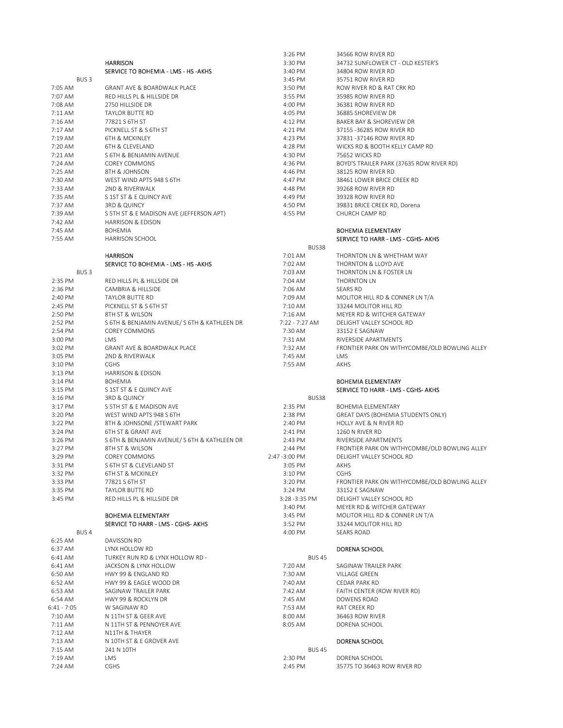## HARRISON
### SERVICE TO BOHEMIA - LMS - HS -AKHS

| BUS 3 | |
|---|---|
| 7:05 AM | GRANT AVE & BOARDWALK PLACE |
| 7:07 AM | RED HILLS PL & HILLSIDE DR |
| 7:08 AM | 2750 HILLSIDE DR |
| 7:11 AM | TAYLOR BUTTE RD |
| 7:16 AM | 77821 S 6TH ST |
| 7:17 AM | PICKNELL ST & S 6TH ST |
| 7:19 AM | 6TH & MCKINLEY |
| 7:20 AM | 6TH & CLEVELAND |
| 7:21 AM | S 6TH & BENJAMIN AVENUE |
| 7:24 AM | COREY COMMONS |
| 7:25 AM | 8TH & JOHNSON |
| 7:30 AM | WEST WIND APTS 948 S 6TH |
| 7:33 AM | 2ND & RIVERWALK |
| 7:35 AM | S 1ST ST & E QUINCY AVE |
| 7:37 AM | 3RD & QUINCY |
| 7:39 AM | S 5TH ST & E MADISON AVE (JEFFERSON APT) |
| 7:42 AM | HARRISON & EDISON |
| 7:45 AM | BOHEMIA |
| 7:55 AM | HARRISON SCHOOL |

## HARRISON
### SERVICE TO BOHEMIA - LMS - HS -AKHS

| BUS 3 | |
|---|---|
| 2:35 PM | RED HILLS PL & HILLSIDE DR |
| 2:36 PM | CAMBRIA & HILLSIDE |
| 2:40 PM | TAYLOR BUTTE RD |
| 2:45 PM | PICKNELL ST & S 6TH ST |
| 2:50 PM | 8TH ST & WILSON |
| 2:52 PM | S 6TH & BENJAMIN AVENUE/ S 6TH & KATHLEEN DR |
| 2:54 PM | COREY COMMONS |
| 3:00 PM | LMS |
| 3:02 PM | GRANT AVE & BOARDWALK PLACE |
| 3:05 PM | 2ND & RIVERWALK |
| 3:10 PM | CGHS |
| 3:13 PM | HARRISON & EDISON |
| 3:14 PM | BOHEMIA |
| 3:15 PM | S 1ST ST & E QUINCY AVE |
| 3:16 PM | 3RD & QUINCY |
| 3:17 PM | S 5TH ST & E MADISON AVE |
| 3:20 PM | WEST WIND APTS 948 S 6TH |
| 3:22 PM | 8TH & JOHNSONE /STEWART PARK |
| 3:24 PM | 6TH ST & GRANT AVE |
| 3:26 PM | S 6TH & BENJAMIN AVENUE/ S 6TH & KATHLEEN DR |
| 3:27 PM | 8TH ST & WILSON |
| 3:29 PM | COREY COMMONS |
| 3:31 PM | S 6TH ST & CLEVELAND ST |
| 3:32 PM | 6TH ST & MCKINLEY |
| 3:33 PM | 77821 S 6TH ST |
| 3:35 PM | TAYLOR BUTTE RD |
| 3:45 PM | RED HILLS PL & HILLSIDE DR |

## BOHEMIA ELEMENTARY
### SERVICE TO HARR - LMS - CGHS- AKHS

| BUS 4 | |
|---|---|
| 6:25 AM | DAVISSON RD |
| 6:37 AM | LYNX HOLLOW RD |
| 6:41 AM | TURKEY RUN RD & LYNX HOLLOW RD - |
| 6:41 AM | JACKSON & LYNX HOLLOW |
| 6:50 AM | HWY 99 & ENGLAND RD |
| 6:52 AM | HWY 99 & EAGLE WOOD DR |
| 6:53 AM | SAGINAW TRAILER PARK |
| 6:54 AM | HWY 99 & ROCKLYN DR |
| 6:41 - 7:05 | W SAGINAW RD |
| 7:10 AM | N 11TH ST & GEER AVE |
| 7:11 AM | N 11TH ST & PENNOYER AVE |
| 7:12 AM | N11TH & THAYER |
| 7:13 AM | N 10TH ST & E GROVER AVE |
| 7:15 AM | 241 N 10TH |
| 7:19 AM | LMS |
| 7:24 AM | CGHS |

| | |
|---|---|
| 3:26 PM | 34566 ROW RIVER RD |
| 3:30 PM | 34732 SUNFLOWER CT - OLD KESTER'S |
| 3:40 PM | 34804 ROW RIVER RD |
| 3:45 PM | 35751 ROW RIVER RD |
| 3:50 PM | ROW RIVER RD & RAT CRK RD |
| 3:55 PM | 35985 ROW RIVER RD |
| 4:00 PM | 36381 ROW RIVER RD |
| 4:05 PM | 36885 SHOREVIEW DR |
| 4:12 PM | BAKER BAY & SHOREVIEW DR |
| 4:21 PM | 37155 -36285 ROW RIVER RD |
| 4:23 PM | 37831 -37146 ROW RIVER RD |
| 4:28 PM | WICKS RD & BOOTH KELLY CAMP RD |
| 4:30 PM | 75652 WICKS RD |
| 4:36 PM | BOYD'S TRAILER PARK (37635 ROW RIVER RD) |
| 4:46 PM | 38125 ROW RIVER RD |
| 4:47 PM | 38461 LOWER BRICE CREEK RD |
| 4:48 PM | 39268 ROW RIVER RD |
| 4:49 PM | 39328 ROW RIVER RD |
| 4:50 PM | 39831 BRICE CREEK RD, Dorena |
| 4:55 PM | CHURCH CAMP RD |

## BOHEMIA ELEMENTARY
### SERVICE TO HARR - LMS - CGHS- AKHS

| BUS38 | |
|---|---|
| 7:01 AM | THORNTON LN & WHETHAM WAY |
| 7:02 AM | THORNTON & LLOYD AVE |
| 7:03 AM | THORNTON LN & FOSTER LN |
| 7:04 AM | THORNTON LN |
| 7:06 AM | SEARS RD |
| 7:09 AM | MOLITOR HILL RD & CONNER LN T/A |
| 7:10 AM | 33244 MOLITOR HILL RD |
| 7:16 AM | MEYER RD & WITCHER GATEWAY |
| 7:22 - 7:27 AM | DELIGHT VALLEY SCHOOL RD |
| 7:30 AM | 33152 E SAGNAW |
| 7:31 AM | RIVERSIDE APARTMENTS |
| 7:32 AM | FRONTIER PARK ON WITHYCOMBE/OLD BOWLING ALLEY |
| 7:45 AM | LMS |
| 7:55 AM | AKHS |

## BOHEMIA ELEMENTARY
### SERVICE TO HARR - LMS - CGHS- AKHS

| BUS38 | |
|---|---|
| 2:35 PM | BOHEMIA ELEMENTARY |
| 2:38 PM | GREAT DAYS (BOHEMIA STUDENTS ONLY) |
| 2:40 PM | HOLLY AVE & N RIVER RD |
| 2:41 PM | 1260 N RIVER RD |
| 2:43 PM | RIVERSIDE APARTMENTS |
| 2:44 PM | FRONTIER PARK ON WITHYCOMBE/OLD BOWLING ALLEY |
| 2:47 -3:00 PM | DELIGHT VALLEY SCHOOL RD |
| 3:05 PM | AKHS |
| 3:10 PM | CGHS |
| 3:20 PM | FRONTIER PARK ON WITHYCOMBE/OLD BOWLING ALLEY |
| 3:24 PM | 33152 E SAGNAW |
| 3:28 -3:35 PM | DELIGHT VALLEY SCHOOL RD |
| 3:40 PM | MEYER RD & WITCHER GATEWAY |
| 3:45 PM | MOLITOR HILL RD & CONNER LN T/A |
| 3:52 PM | 33244 MOLITOR HILL RD |
| 4:00 PM | SEARS ROAD |

## DORENA SCHOOL

| BUS 45 | |
|---|---|
| 7:20 AM | SAGINAW TRAILER PARK |
| 7:30 AM | VILLAGE GREEN |
| 7:40 AM | CEDAR PARK RD |
| 7:42 AM | FAITH CENTER (ROW RIVER RD) |
| 7:45 AM | DOWENS ROAD |
| 7:53 AM | RAT CREEK RD |
| 8:00 AM | 36463 ROW RIVER |
| 8:05 AM | DORENA SCHOOL |

## DORENA SCHOOL

| BUS 45 | |
|---|---|
| 2:30 PM | DORENA SCHOOL |
| 2:45 PM | 35775 TO 36463 ROW RIVER RD |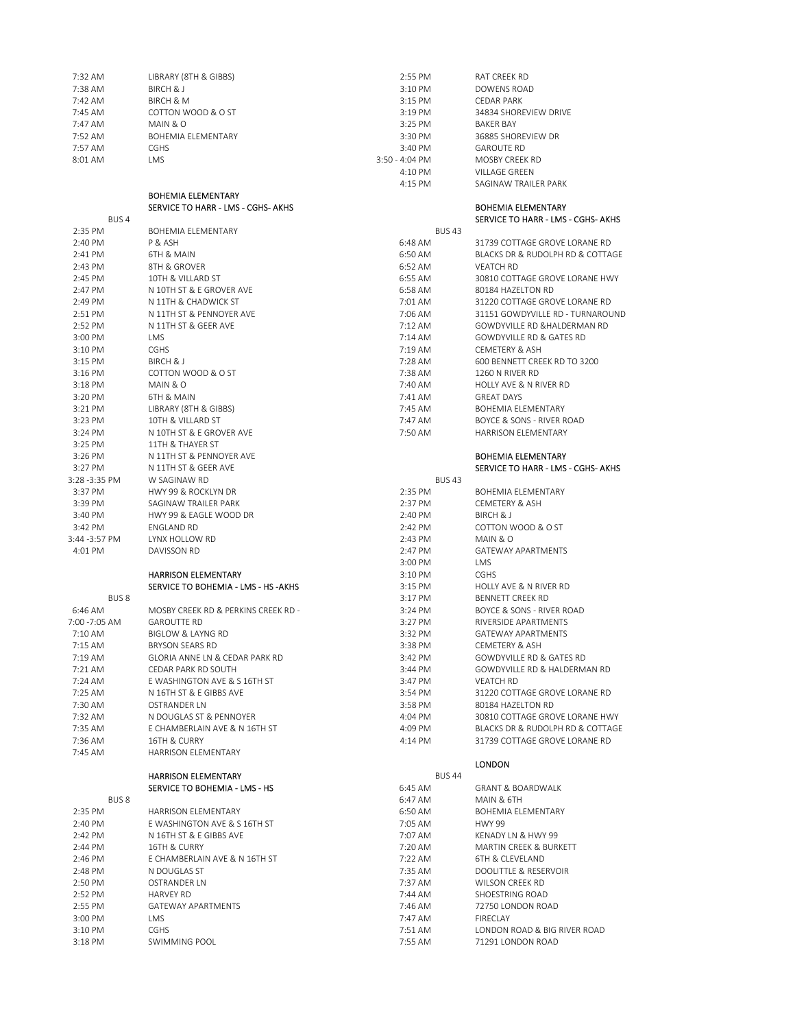| | |
|---|---|
| 7:32 AM | LIBRARY (8TH & GIBBS) |
| 7:38 AM | BIRCH & J |
| 7:42 AM | BIRCH & M |
| 7:45 AM | COTTON WOOD & O ST |
| 7:47 AM | MAIN & O |
| 7:52 AM | BOHEMIA ELEMENTARY |
| 7:57 AM | CGHS |
| 8:01 AM | LMS |

BOHEMIA ELEMENTARY
SERVICE TO HARR - LMS - CGHS- AKHS

| BUS 4 | |
|---|---|
| 2:35 PM | BOHEMIA ELEMENTARY |
| 2:40 PM | P & ASH |
| 2:41 PM | 6TH & MAIN |
| 2:43 PM | 8TH & GROVER |
| 2:45 PM | 10TH & VILLARD ST |
| 2:47 PM | N 10TH ST & E GROVER AVE |
| 2:49 PM | N 11TH & CHADWICK ST |
| 2:51 PM | N 11TH ST & PENNOYER AVE |
| 2:52 PM | N 11TH ST & GEER AVE |
| 3:00 PM | LMS |
| 3:10 PM | CGHS |
| 3:15 PM | BIRCH & J |
| 3:16 PM | COTTON WOOD & O ST |
| 3:18 PM | MAIN & O |
| 3:20 PM | 6TH & MAIN |
| 3:21 PM | LIBRARY (8TH & GIBBS) |
| 3:23 PM | 10TH & VILLARD ST |
| 3:24 PM | N 10TH ST & E GROVER AVE |
| 3:25 PM | 11TH & THAYER ST |
| 3:26 PM | N 11TH ST & PENNOYER AVE |
| 3:27 PM | N 11TH ST & GEER AVE |
| 3:28 -3:35 PM | W SAGINAW RD |
| 3:37 PM | HWY 99 & ROCKLYN DR |
| 3:39 PM | SAGINAW TRAILER PARK |
| 3:40 PM | HWY 99 & EAGLE WOOD DR |
| 3:42 PM | ENGLAND RD |
| 3:44 -3:57 PM | LYNX HOLLOW RD |
| 4:01 PM | DAVISSON RD |

HARRISON ELEMENTARY
SERVICE TO BOHEMIA - LMS - HS -AKHS

| BUS 8 | |
|---|---|
| 6:46 AM | MOSBY CREEK RD & PERKINS CREEK RD - |
| 7:00 -7:05 AM | GAROUTTE RD |
| 7:10 AM | BIGLOW & LAYNG RD |
| 7:15 AM | BRYSON SEARS RD |
| 7:19 AM | GLORIA ANNE LN & CEDAR PARK RD |
| 7:21 AM | CEDAR PARK RD SOUTH |
| 7:24 AM | E WASHINGTON AVE & S 16TH ST |
| 7:25 AM | N 16TH ST & E GIBBS AVE |
| 7:30 AM | OSTRANDER LN |
| 7:32 AM | N DOUGLAS ST & PENNOYER |
| 7:35 AM | E CHAMBERLAIN AVE & N 16TH ST |
| 7:36 AM | 16TH & CURRY |
| 7:45 AM | HARRISON ELEMENTARY |

HARRISON ELEMENTARY
SERVICE TO BOHEMIA - LMS - HS

| BUS 8 | |
|---|---|
| 2:35 PM | HARRISON ELEMENTARY |
| 2:40 PM | E WASHINGTON AVE & S 16TH ST |
| 2:42 PM | N 16TH ST & E GIBBS AVE |
| 2:44 PM | 16TH & CURRY |
| 2:46 PM | E CHAMBERLAIN AVE & N 16TH ST |
| 2:48 PM | N DOUGLAS ST |
| 2:50 PM | OSTRANDER LN |
| 2:52 PM | HARVEY RD |
| 2:55 PM | GATEWAY APARTMENTS |
| 3:00 PM | LMS |
| 3:10 PM | CGHS |
| 3:18 PM | SWIMMING POOL |
| 2:55 PM | RAT CREEK RD |
| 3:10 PM | DOWENS ROAD |
| 3:15 PM | CEDAR PARK |
| 3:19 PM | 34834 SHOREVIEW DRIVE |
| 3:25 PM | BAKER BAY |
| 3:30 PM | 36885 SHOREVIEW DR |
| 3:40 PM | GAROUTE RD |
| 3:50 - 4:04 PM | MOSBY CREEK RD |
| 4:10 PM | VILLAGE GREEN |
| 4:15 PM | SAGINAW TRAILER PARK |

BOHEMIA ELEMENTARY
SERVICE TO HARR - LMS - CGHS- AKHS

| BUS 43 | |
|---|---|
| 6:48 AM | 31739 COTTAGE GROVE LORANE RD |
| 6:50 AM | BLACKS DR & RUDOLPH RD & COTTAGE |
| 6:52 AM | VEATCH RD |
| 6:55 AM | 30810 COTTAGE GROVE LORANE HWY |
| 6:58 AM | 80184 HAZELTON RD |
| 7:01 AM | 31220 COTTAGE GROVE LORANE RD |
| 7:06 AM | 31151 GOWDYVILLE RD - TURNAROUND |
| 7:12 AM | GOWDYVILLE RD &HALDERMAN RD |
| 7:14 AM | GOWDYVILLE RD & GATES RD |
| 7:19 AM | CEMETERY & ASH |
| 7:28 AM | 600 BENNETT CREEK RD TO 3200 |
| 7:38 AM | 1260 N RIVER RD |
| 7:40 AM | HOLLY AVE & N RIVER RD |
| 7:41 AM | GREAT DAYS |
| 7:45 AM | BOHEMIA ELEMENTARY |
| 7:47 AM | BOYCE & SONS - RIVER ROAD |
| 7:50 AM | HARRISON ELEMENTARY |

BOHEMIA ELEMENTARY
SERVICE TO HARR - LMS - CGHS- AKHS

| BUS 43 | |
|---|---|
| 2:35 PM | BOHEMIA ELEMENTARY |
| 2:37 PM | CEMETERY & ASH |
| 2:40 PM | BIRCH & J |
| 2:42 PM | COTTON WOOD & O ST |
| 2:43 PM | MAIN & O |
| 2:47 PM | GATEWAY APARTMENTS |
| 3:00 PM | LMS |
| 3:10 PM | CGHS |
| 3:15 PM | HOLLY AVE & N RIVER RD |
| 3:17 PM | BENNETT CREEK RD |
| 3:24 PM | BOYCE & SONS - RIVER ROAD |
| 3:27 PM | RIVERSIDE APARTMENTS |
| 3:32 PM | GATEWAY APARTMENTS |
| 3:38 PM | CEMETERY & ASH |
| 3:42 PM | GOWDYVILLE RD & GATES RD |
| 3:44 PM | GOWDYVILLE RD & HALDERMAN RD |
| 3:47 PM | VEATCH RD |
| 3:54 PM | 31220 COTTAGE GROVE LORANE RD |
| 3:58 PM | 80184 HAZELTON RD |
| 4:04 PM | 30810 COTTAGE GROVE LORANE HWY |
| 4:09 PM | BLACKS DR & RUDOLPH RD & COTTAGE |
| 4:14 PM | 31739 COTTAGE GROVE LORANE RD |

LONDON

| BUS 44 | |
|---|---|
| 6:45 AM | GRANT & BOARDWALK |
| 6:47 AM | MAIN & 6TH |
| 6:50 AM | BOHEMIA ELEMENTARY |
| 7:05 AM | HWY 99 |
| 7:07 AM | KENADY LN & HWY 99 |
| 7:20 AM | MARTIN CREEK & BURKETT |
| 7:22 AM | 6TH & CLEVELAND |
| 7:35 AM | DOOLITTLE & RESERVOIR |
| 7:37 AM | WILSON CREEK RD |
| 7:44 AM | SHOESTRING ROAD |
| 7:46 AM | 72750 LONDON ROAD |
| 7:47 AM | FIRECLAY |
| 7:51 AM | LONDON ROAD & BIG RIVER ROAD |
| 7:55 AM | 71291 LONDON ROAD |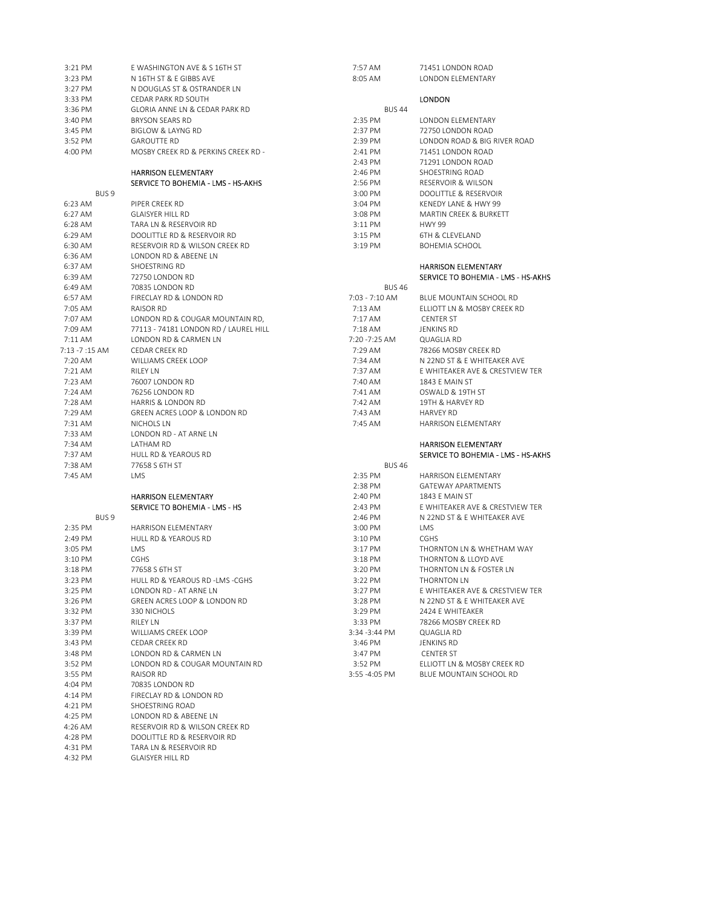| | |
|---|---|
| 3:21 PM | E WASHINGTON AVE & S 16TH ST |
| 3:23 PM | N 16TH ST & E GIBBS AVE |
| 3:27 PM | N DOUGLAS ST & OSTRANDER LN |
| 3:33 PM | CEDAR PARK RD SOUTH |
| 3:36 PM | GLORIA ANNE LN & CEDAR PARK RD |
| 3:40 PM | BRYSON SEARS RD |
| 3:45 PM | BIGLOW & LAYNG RD |
| 3:52 PM | GAROUTTE RD |
| 4:00 PM | MOSBY CREEK RD & PERKINS CREEK RD - |

**HARRISON ELEMENTARY**
**SERVICE TO BOHEMIA - LMS - HS-AKHS**

BUS 9

| | |
|---|---|
| 6:23 AM | PIPER CREEK RD |
| 6:27 AM | GLAISYER HILL RD |
| 6:28 AM | TARA LN & RESERVOIR RD |
| 6:29 AM | DOOLITTLE RD & RESERVOIR RD |
| 6:30 AM | RESERVOIR RD & WILSON CREEK RD |
| 6:36 AM | LONDON RD & ABEENE LN |
| 6:37 AM | SHOESTRING RD |
| 6:39 AM | 72750 LONDON RD |
| 6:49 AM | 70835 LONDON RD |
| 6:57 AM | FIRECLAY RD & LONDON RD |
| 7:05 AM | RAISOR RD |
| 7:07 AM | LONDON RD & COUGAR MOUNTAIN RD, |
| 7:09 AM | 77113 - 74181 LONDON RD / LAUREL HILL |
| 7:11 AM | LONDON RD & CARMEN LN |
| 7:13 -7 :15 AM | CEDAR CREEK RD |
| 7:20 AM | WILLIAMS CREEK LOOP |
| 7:21 AM | RILEY LN |
| 7:23 AM | 76007 LONDON RD |
| 7:24 AM | 76256 LONDON RD |
| 7:28 AM | HARRIS & LONDON RD |
| 7:29 AM | GREEN ACRES LOOP & LONDON RD |
| 7:31 AM | NICHOLS LN |
| 7:33 AM | LONDON RD - AT ARNE LN |
| 7:34 AM | LATHAM RD |
| 7:37 AM | HULL RD & YEAROUS RD |
| 7:38 AM | 77658 S 6TH ST |
| 7:45 AM | LMS |

**HARRISON ELEMENTARY**
**SERVICE TO BOHEMIA - LMS - HS**

BUS 9

| | |
|---|---|
| 2:35 PM | HARRISON ELEMENTARY |
| 2:49 PM | HULL RD & YEAROUS RD |
| 3:05 PM | LMS |
| 3:10 PM | CGHS |
| 3:18 PM | 77658 S 6TH ST |
| 3:23 PM | HULL RD & YEAROUS RD -LMS -CGHS |
| 3:25 PM | LONDON RD - AT ARNE LN |
| 3:26 PM | GREEN ACRES LOOP & LONDON RD |
| 3:32 PM | 330 NICHOLS |
| 3:37 PM | RILEY LN |
| 3:39 PM | WILLIAMS CREEK LOOP |
| 3:43 PM | CEDAR CREEK RD |
| 3:48 PM | LONDON RD & CARMEN LN |
| 3:52 PM | LONDON RD & COUGAR MOUNTAIN RD |
| 3:55 PM | RAISOR RD |
| 4:04 PM | 70835 LONDON RD |
| 4:14 PM | FIRECLAY RD & LONDON RD |
| 4:21 PM | SHOESTRING ROAD |
| 4:25 PM | LONDON RD & ABEENE LN |
| 4:26 AM | RESERVOIR RD & WILSON CREEK RD |
| 4:28 PM | DOOLITTLE RD & RESERVOIR RD |
| 4:31 PM | TARA LN & RESERVOIR RD |
| 4:32 PM | GLAISYER HILL RD |

| | |
|---|---|
| 7:57 AM | 71451 LONDON ROAD |
| 8:05 AM | LONDON ELEMENTARY |

**LONDON**

BUS 44

| | |
|---|---|
| 2:35 PM | LONDON ELEMENTARY |
| 2:37 PM | 72750 LONDON ROAD |
| 2:39 PM | LONDON ROAD & BIG RIVER ROAD |
| 2:41 PM | 71451 LONDON ROAD |
| 2:43 PM | 71291 LONDON ROAD |
| 2:46 PM | SHOESTRING ROAD |
| 2:56 PM | RESERVOIR & WILSON |
| 3:00 PM | DOOLITTLE & RESERVOIR |
| 3:04 PM | KENEDY LANE & HWY 99 |
| 3:08 PM | MARTIN CREEK & BURKETT |
| 3:11 PM | HWY 99 |
| 3:15 PM | 6TH & CLEVELAND |
| 3:19 PM | BOHEMIA SCHOOL |

**HARRISON ELEMENTARY**
**SERVICE TO BOHEMIA - LMS - HS-AKHS**

BUS 46

| | |
|---|---|
| 7:03 - 7:10 AM | BLUE MOUNTAIN SCHOOL RD |
| 7:13 AM | ELLIOTT LN & MOSBY CREEK RD |
| 7:17 AM | CENTER ST |
| 7:18 AM | JENKINS RD |
| 7:20 -7:25 AM | QUAGLIA RD |
| 7:29 AM | 78266 MOSBY CREEK RD |
| 7:34 AM | N 22ND ST & E WHITEAKER AVE |
| 7:37 AM | E WHITEAKER AVE & CRESTVIEW TER |
| 7:40 AM | 1843 E MAIN ST |
| 7:41 AM | OSWALD & 19TH ST |
| 7:42 AM | 19TH & HARVEY RD |
| 7:43 AM | HARVEY RD |
| 7:45 AM | HARRISON ELEMENTARY |

**HARRISON ELEMENTARY**
**SERVICE TO BOHEMIA - LMS - HS-AKHS**

BUS 46

| | |
|---|---|
| 2:35 PM | HARRISON ELEMENTARY |
| 2:38 PM | GATEWAY APARTMENTS |
| 2:40 PM | 1843 E MAIN ST |
| 2:43 PM | E WHITEAKER AVE & CRESTVIEW TER |
| 2:46 PM | N 22ND ST & E WHITEAKER AVE |
| 3:00 PM | LMS |
| 3:10 PM | CGHS |
| 3:17 PM | THORNTON LN & WHETHAM WAY |
| 3:18 PM | THORNTON & LLOYD AVE |
| 3:20 PM | THORNTON LN & FOSTER LN |
| 3:22 PM | THORNTON LN |
| 3:27 PM | E WHITEAKER AVE & CRESTVIEW TER |
| 3:28 PM | N 22ND ST & E WHITEAKER AVE |
| 3:29 PM | 2424 E WHITEAKER |
| 3:33 PM | 78266 MOSBY CREEK RD |
| 3:34 -3:44 PM | QUAGLIA RD |
| 3:46 PM | JENKINS RD |
| 3:47 PM | CENTER ST |
| 3:52 PM | ELLIOTT LN & MOSBY CREEK RD |
| 3:55 -4:05 PM | BLUE MOUNTAIN SCHOOL RD |